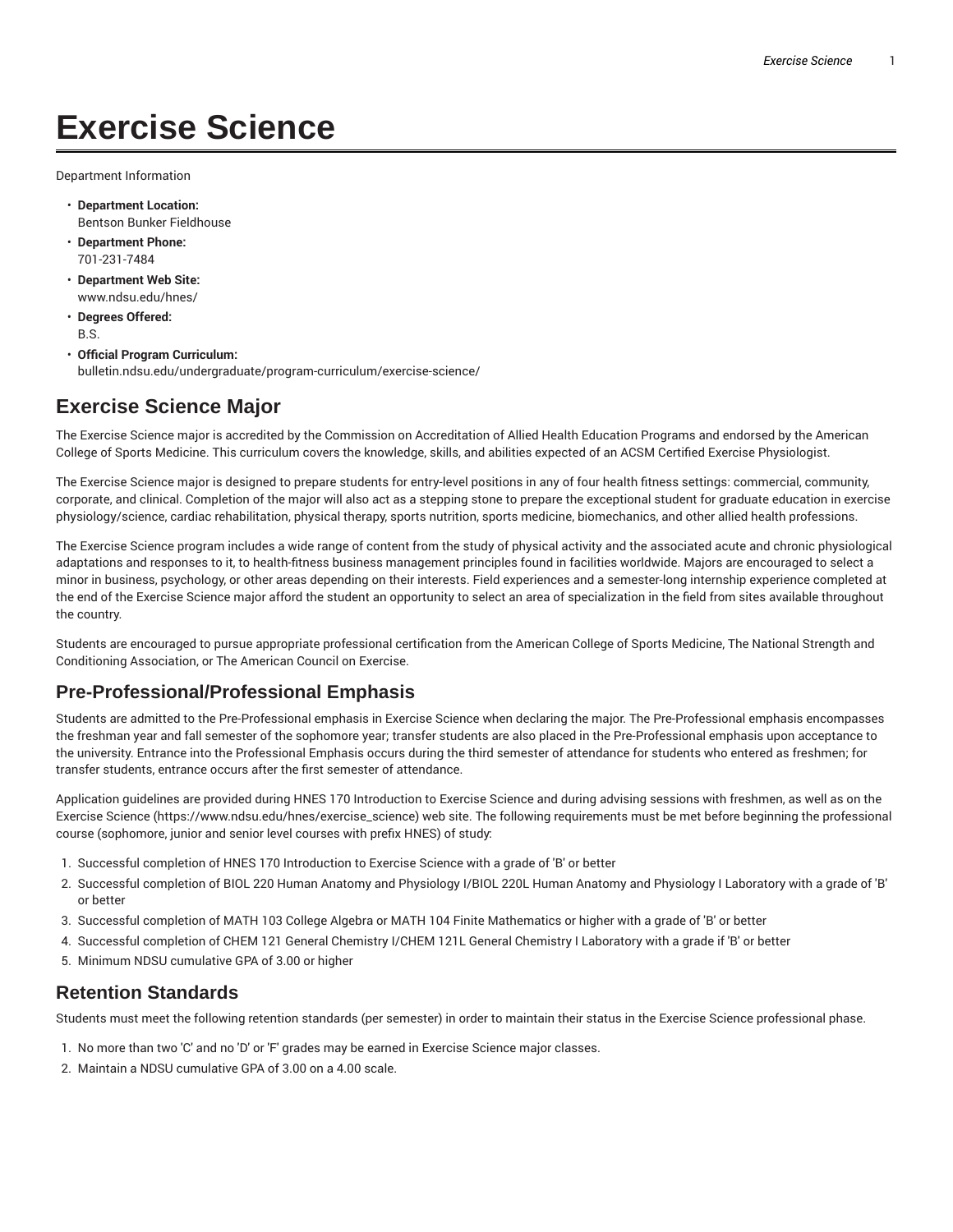# Exercise Science

Department Information

- **Department Location:**
  Bentson Bunker Fieldhouse
- **Department Phone:**
  701-231-7484
- **Department Web Site:**
  www.ndsu.edu/hnes/
- **Degrees Offered:**
  B.S.
- **Official Program Curriculum:**
  bulletin.ndsu.edu/undergraduate/program-curriculum/exercise-science/

## Exercise Science Major

The Exercise Science major is accredited by the Commission on Accreditation of Allied Health Education Programs and endorsed by the American College of Sports Medicine. This curriculum covers the knowledge, skills, and abilities expected of an ACSM Certified Exercise Physiologist.

The Exercise Science major is designed to prepare students for entry-level positions in any of four health fitness settings: commercial, community, corporate, and clinical. Completion of the major will also act as a stepping stone to prepare the exceptional student for graduate education in exercise physiology/science, cardiac rehabilitation, physical therapy, sports nutrition, sports medicine, biomechanics, and other allied health professions.

The Exercise Science program includes a wide range of content from the study of physical activity and the associated acute and chronic physiological adaptations and responses to it, to health-fitness business management principles found in facilities worldwide. Majors are encouraged to select a minor in business, psychology, or other areas depending on their interests. Field experiences and a semester-long internship experience completed at the end of the Exercise Science major afford the student an opportunity to select an area of specialization in the field from sites available throughout the country.

Students are encouraged to pursue appropriate professional certification from the American College of Sports Medicine, The National Strength and Conditioning Association, or The American Council on Exercise.

## Pre-Professional/Professional Emphasis

Students are admitted to the Pre-Professional emphasis in Exercise Science when declaring the major. The Pre-Professional emphasis encompasses the freshman year and fall semester of the sophomore year; transfer students are also placed in the Pre-Professional emphasis upon acceptance to the university. Entrance into the Professional Emphasis occurs during the third semester of attendance for students who entered as freshmen; for transfer students, entrance occurs after the first semester of attendance.

Application guidelines are provided during HNES 170 Introduction to Exercise Science and during advising sessions with freshmen, as well as on the Exercise Science (https://www.ndsu.edu/hnes/exercise_science) web site. The following requirements must be met before beginning the professional course (sophomore, junior and senior level courses with prefix HNES) of study:

1. Successful completion of HNES 170 Introduction to Exercise Science with a grade of 'B' or better
2. Successful completion of BIOL 220 Human Anatomy and Physiology I/BIOL 220L Human Anatomy and Physiology I Laboratory with a grade of 'B' or better
3. Successful completion of MATH 103 College Algebra or MATH 104 Finite Mathematics or higher with a grade of 'B' or better
4. Successful completion of CHEM 121 General Chemistry I/CHEM 121L General Chemistry I Laboratory with a grade if 'B' or better
5. Minimum NDSU cumulative GPA of 3.00 or higher

## Retention Standards

Students must meet the following retention standards (per semester) in order to maintain their status in the Exercise Science professional phase.

1. No more than two 'C' and no 'D' or 'F' grades may be earned in Exercise Science major classes.
2. Maintain a NDSU cumulative GPA of 3.00 on a 4.00 scale.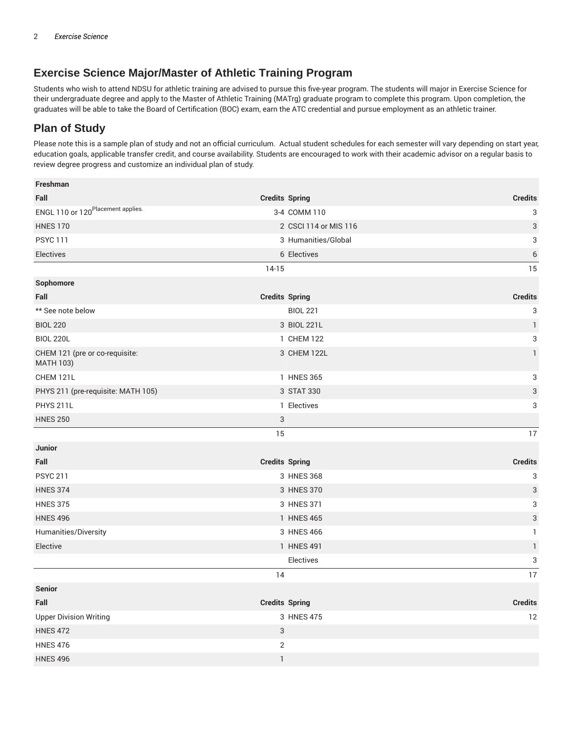## Exercise Science Major/Master of Athletic Training Program

Students who wish to attend NDSU for athletic training are advised to pursue this five-year program. The students will major in Exercise Science for their undergraduate degree and apply to the Master of Athletic Training (MATrg) graduate program to complete this program. Upon completion, the graduates will be able to take the Board of Certification (BOC) exam, earn the ATC credential and pursue employment as an athletic trainer.

## Plan of Study

Please note this is a sample plan of study and not an official curriculum. Actual student schedules for each semester will vary depending on start year, education goals, applicable transfer credit, and course availability. Students are encouraged to work with their academic advisor on a regular basis to review degree progress and customize an individual plan of study.

| Freshman | | | |
|---|---|---|---|
| **Fall** | **Credits** | **Spring** | **Credits** |
| ENGL 110 or 120 (Placement applies.) | 3-4 | COMM 110 | 3 |
| HNES 170 | 2 | CSCI 114 or MIS 116 | 3 |
| PSYC 111 | 3 | Humanities/Global | 3 |
| Electives | 6 | Electives | 6 |
| | 14-15 | | 15 |
| **Sophomore** | | | |
| **Fall** | **Credits** | **Spring** | **Credits** |
| ** See note below | | BIOL 221 | 3 |
| BIOL 220 | 3 | BIOL 221L | 1 |
| BIOL 220L | 1 | CHEM 122 | 3 |
| CHEM 121 (pre or co-requisite: MATH 103) | 3 | CHEM 122L | 1 |
| CHEM 121L | 1 | HNES 365 | 3 |
| PHYS 211 (pre-requisite: MATH 105) | 3 | STAT 330 | 3 |
| PHYS 211L | 1 | Electives | 3 |
| HNES 250 | 3 | | |
| | 15 | | 17 |
| **Junior** | | | |
| **Fall** | **Credits** | **Spring** | **Credits** |
| PSYC 211 | 3 | HNES 368 | 3 |
| HNES 374 | 3 | HNES 370 | 3 |
| HNES 375 | 3 | HNES 371 | 3 |
| HNES 496 | 1 | HNES 465 | 3 |
| Humanities/Diversity | 3 | HNES 466 | 1 |
| Elective | 1 | HNES 491 | 1 |
| | | Electives | 3 |
| | 14 | | 17 |
| **Senior** | | | |
| **Fall** | **Credits** | **Spring** | **Credits** |
| Upper Division Writing | 3 | HNES 475 | 12 |
| HNES 472 | 3 | | |
| HNES 476 | 2 | | |
| HNES 496 | 1 | | |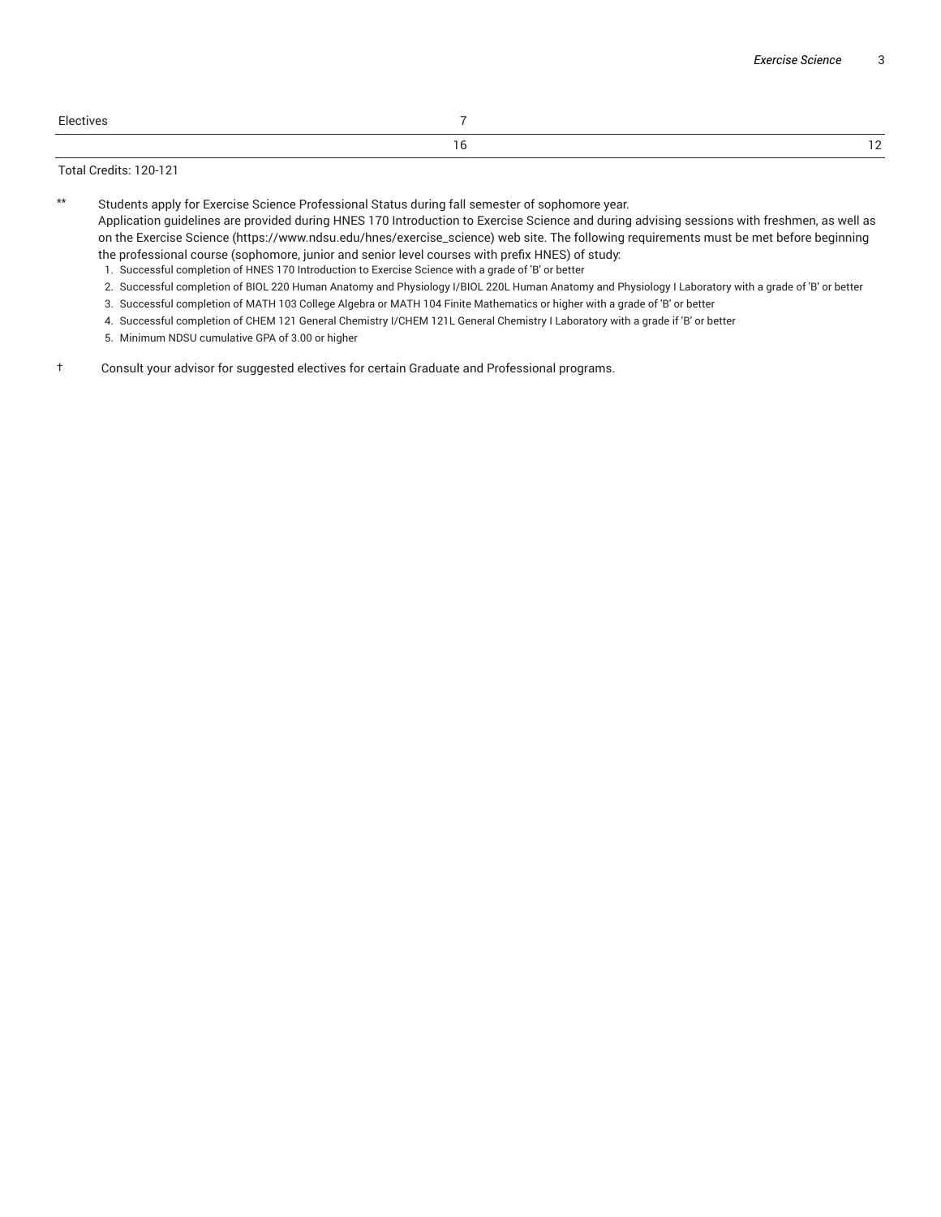| | | |
|---|---|---|
| Electives | 7 | |
| | 16 | 12 |

Total Credits: 120-121

** Students apply for Exercise Science Professional Status during fall semester of sophomore year.
Application guidelines are provided during HNES 170 Introduction to Exercise Science and during advising sessions with freshmen, as well as on the Exercise Science (https://www.ndsu.edu/hnes/exercise_science) web site. The following requirements must be met before beginning the professional course (sophomore, junior and senior level courses with prefix HNES) of study:

1. Successful completion of HNES 170 Introduction to Exercise Science with a grade of 'B' or better
2. Successful completion of BIOL 220 Human Anatomy and Physiology I/BIOL 220L Human Anatomy and Physiology I Laboratory with a grade of 'B' or better
3. Successful completion of MATH 103 College Algebra or MATH 104 Finite Mathematics or higher with a grade of 'B' or better
4. Successful completion of CHEM 121 General Chemistry I/CHEM 121L General Chemistry I Laboratory with a grade if 'B' or better
5. Minimum NDSU cumulative GPA of 3.00 or higher

† Consult your advisor for suggested electives for certain Graduate and Professional programs.